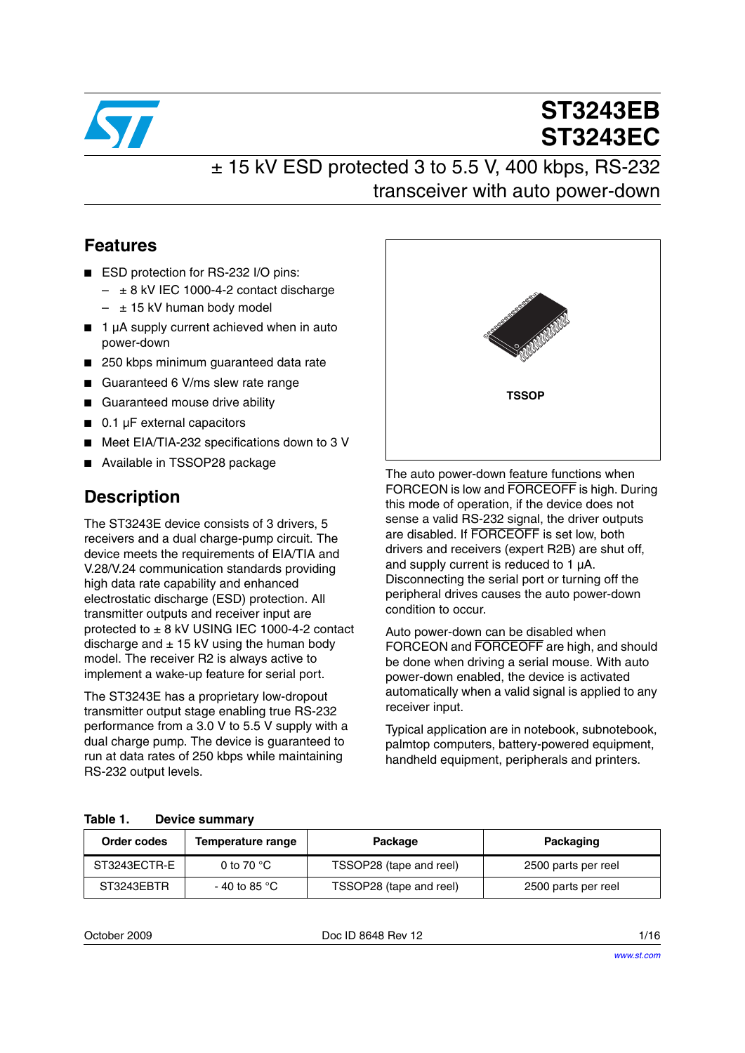# ST3243EB
# ST3243EC

## ± 15 kV ESD protected 3 to 5.5 V, 400 kbps, RS-232 transceiver with auto power-down

## Features

- ESD protection for RS-232 I/O pins:
  - ± 8 kV IEC 1000-4-2 contact discharge
  - ± 15 kV human body model
- 1 µA supply current achieved when in auto power-down
- 250 kbps minimum guaranteed data rate
- Guaranteed 6 V/ms slew rate range
- Guaranteed mouse drive ability
- 0.1 µF external capacitors
- Meet EIA/TIA-232 specifications down to 3 V
- Available in TSSOP28 package

TSSOP

## Description

The ST3243E device consists of 3 drivers, 5 receivers and a dual charge-pump circuit. The device meets the requirements of EIA/TIA and V.28/V.24 communication standards providing high data rate capability and enhanced electrostatic discharge (ESD) protection. All transmitter outputs and receiver input are protected to ± 8 kV USING IEC 1000-4-2 contact discharge and ± 15 kV using the human body model. The receiver R2 is always active to implement a wake-up feature for serial port.

The ST3243E has a proprietary low-dropout transmitter output stage enabling true RS-232 performance from a 3.0 V to 5.5 V supply with a dual charge pump. The device is guaranteed to run at data rates of 250 kbps while maintaining RS-232 output levels.

The auto power-down feature functions when FORCEON is low and $\overline{\text{FORCEOFF}}$ is high. During this mode of operation, if the device does not sense a valid RS-232 signal, the driver outputs are disabled. If $\overline{\text{FORCEOFF}}$ is set low, both drivers and receivers (expert R2B) are shut off, and supply current is reduced to 1 µA. Disconnecting the serial port or turning off the peripheral drives causes the auto power-down condition to occur.

Auto power-down can be disabled when FORCEON and $\overline{\text{FORCEOFF}}$ are high, and should be done when driving a serial mouse. With auto power-down enabled, the device is activated automatically when a valid signal is applied to any receiver input.

Typical application are in notebook, subnotebook, palmtop computers, battery-powered equipment, handheld equipment, peripherals and printers.

**Table 1. Device summary**

| Order codes | Temperature range | Package | Packaging |
|---|---|---|---|
| ST3243ECTR-E | 0 to 70 °C | TSSOP28 (tape and reel) | 2500 parts per reel |
| ST3243EBTR | - 40 to 85 °C | TSSOP28 (tape and reel) | 2500 parts per reel |

October 2009 Doc ID 8648 Rev 12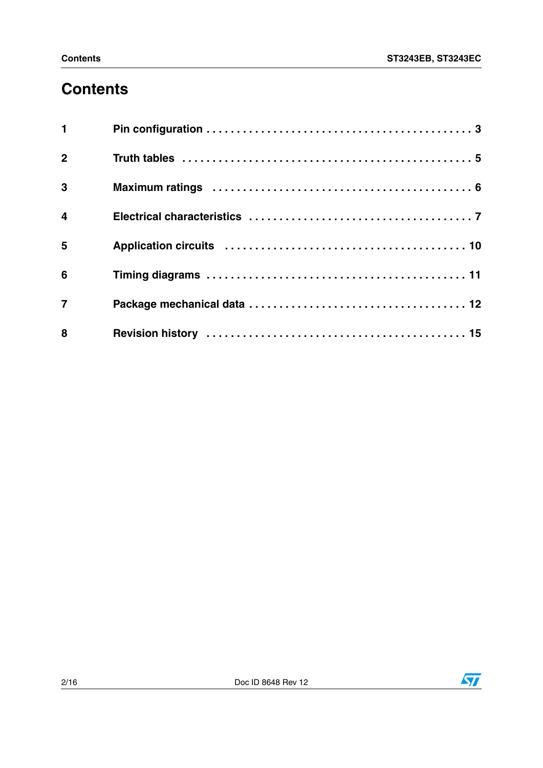# Contents

| | | |
|---|---|---|
| 1 | Pin configuration | 3 |
| 2 | Truth tables | 5 |
| 3 | Maximum ratings | 6 |
| 4 | Electrical characteristics | 7 |
| 5 | Application circuits | 10 |
| 6 | Timing diagrams | 11 |
| 7 | Package mechanical data | 12 |
| 8 | Revision history | 15 |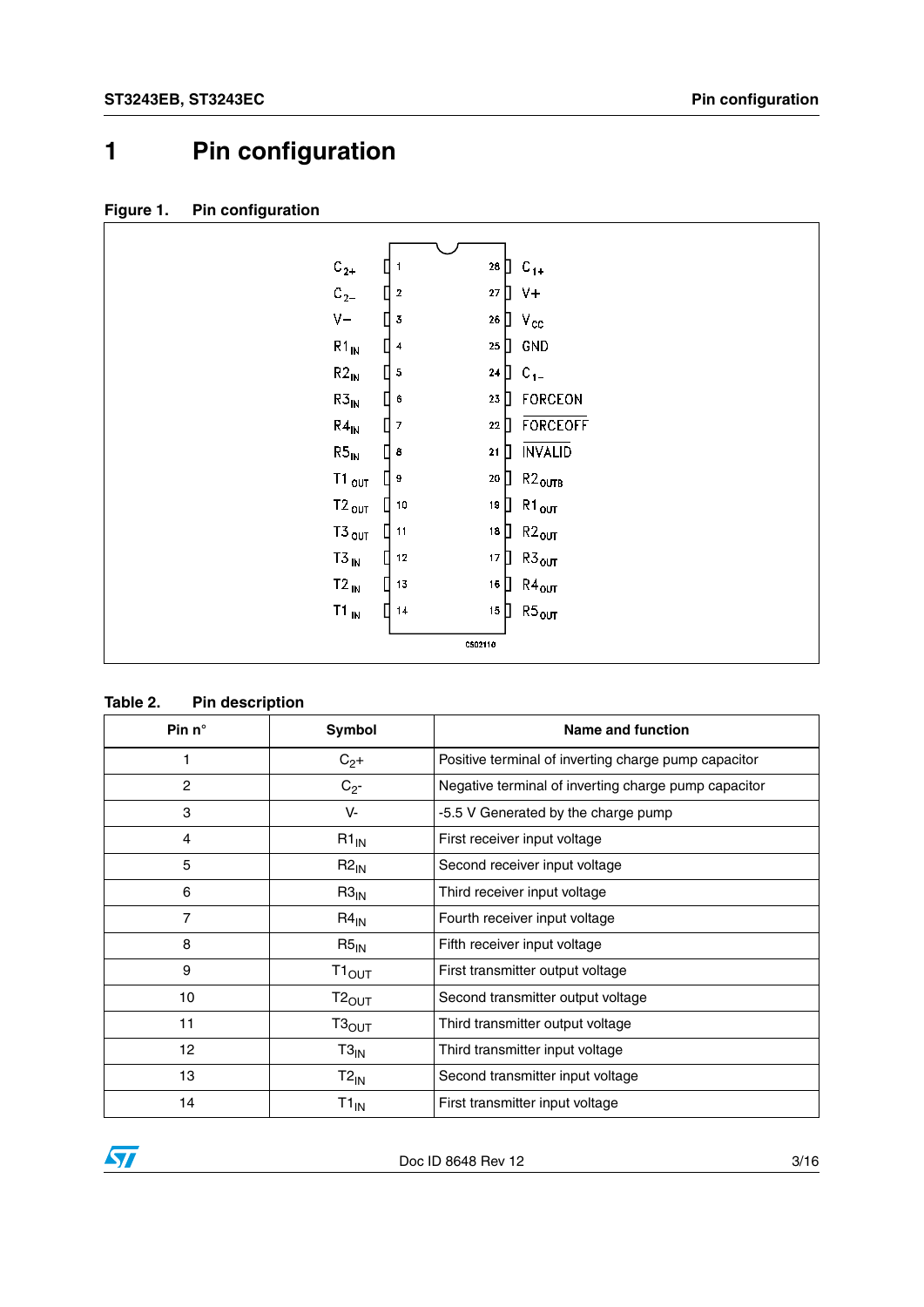# 1 Pin configuration

**Figure 1. Pin configuration**

**Table 2. Pin description**

| Pin n° | Symbol | Name and function |
|---|---|---|
| 1 | $C_2$+ | Positive terminal of inverting charge pump capacitor |
| 2 | $C_2$- | Negative terminal of inverting charge pump capacitor |
| 3 | V- | -5.5 V Generated by the charge pump |
| 4 | $R1_{IN}$ | First receiver input voltage |
| 5 | $R2_{IN}$ | Second receiver input voltage |
| 6 | $R3_{IN}$ | Third receiver input voltage |
| 7 | $R4_{IN}$ | Fourth receiver input voltage |
| 8 | $R5_{IN}$ | Fifth receiver input voltage |
| 9 | $T1_{OUT}$ | First transmitter output voltage |
| 10 | $T2_{OUT}$ | Second transmitter output voltage |
| 11 | $T3_{OUT}$ | Third transmitter output voltage |
| 12 | $T3_{IN}$ | Third transmitter input voltage |
| 13 | $T2_{IN}$ | Second transmitter input voltage |
| 14 | $T1_{IN}$ | First transmitter input voltage |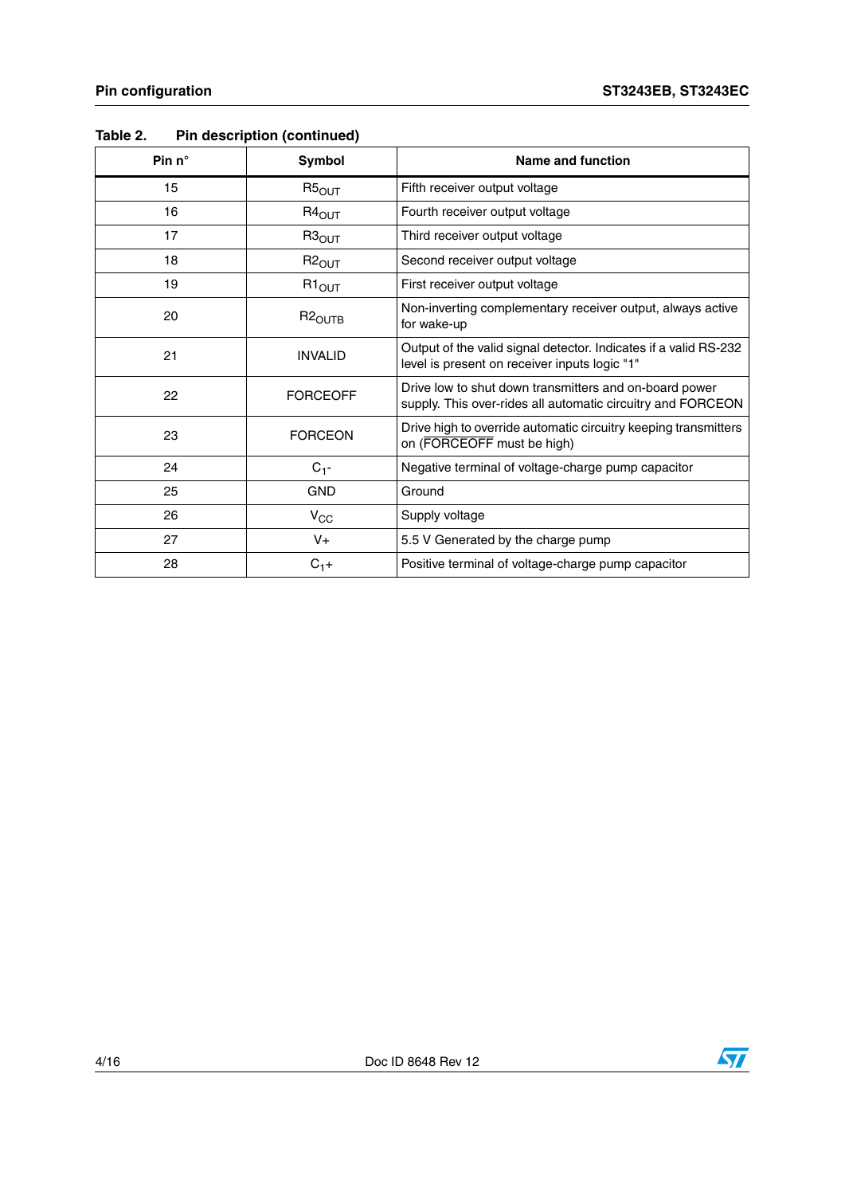Table 2. Pin description (continued)

| Pin n° | Symbol | Name and function |
|---|---|---|
| 15 | $R5_{OUT}$ | Fifth receiver output voltage |
| 16 | $R4_{OUT}$ | Fourth receiver output voltage |
| 17 | $R3_{OUT}$ | Third receiver output voltage |
| 18 | $R2_{OUT}$ | Second receiver output voltage |
| 19 | $R1_{OUT}$ | First receiver output voltage |
| 20 | $R2_{OUTB}$ | Non-inverting complementary receiver output, always active for wake-up |
| 21 | INVALID | Output of the valid signal detector. Indicates if a valid RS-232 level is present on receiver inputs logic "1" |
| 22 | FORCEOFF | Drive low to shut down transmitters and on-board power supply. This over-rides all automatic circuitry and FORCEON |
| 23 | FORCEON | Drive high to override automatic circuitry keeping transmitters on (FORCEOFF must be high) |
| 24 | $C_1$- | Negative terminal of voltage-charge pump capacitor |
| 25 | GND | Ground |
| 26 | $V_{CC}$ | Supply voltage |
| 27 | V+ | 5.5 V Generated by the charge pump |
| 28 | $C_1$+ | Positive terminal of voltage-charge pump capacitor |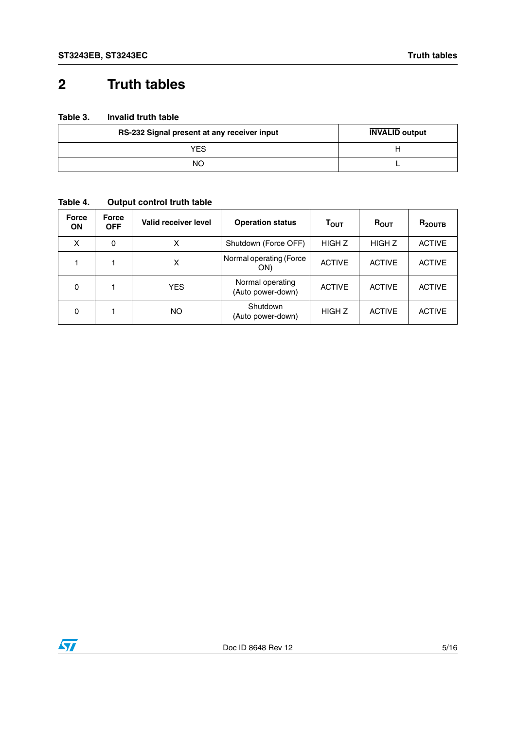## 2 Truth tables

**Table 3. Invalid truth table**

| RS-232 Signal present at any receiver input | $\overline{\text{INVALID}}$ output |
|---|---|
| YES | H |
| NO | L |

**Table 4. Output control truth table**

| Force ON | Force OFF | Valid receiver level | Operation status | $T_{OUT}$ | $R_{OUT}$ | $R_{2OUTB}$ |
|---|---|---|---|---|---|---|
| X | 0 | X | Shutdown (Force OFF) | HIGH Z | HIGH Z | ACTIVE |
| 1 | 1 | X | Normal operating (Force ON) | ACTIVE | ACTIVE | ACTIVE |
| 0 | 1 | YES | Normal operating (Auto power-down) | ACTIVE | ACTIVE | ACTIVE |
| 0 | 1 | NO | Shutdown (Auto power-down) | HIGH Z | ACTIVE | ACTIVE |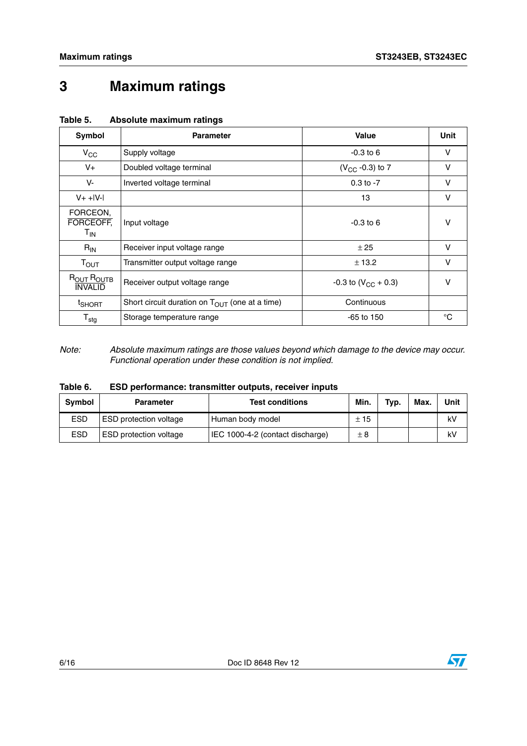# 3 Maximum ratings

**Table 5. Absolute maximum ratings**

| Symbol | Parameter | Value | Unit |
|---|---|---|---|
| $V_{CC}$ | Supply voltage | -0.3 to 6 | V |
| V+ | Doubled voltage terminal | ($V_{CC}$ -0.3) to 7 | V |
| V- | Inverted voltage terminal | 0.3 to -7 | V |
| V+ +\|V-\| | | 13 | V |
| FORCEON, $\overline{FORCEOFF}$, $T_{IN}$ | Input voltage | -0.3 to 6 | V |
| $R_{IN}$ | Receiver input voltage range | ± 25 | V |
| $T_{OUT}$ | Transmitter output voltage range | ± 13.2 | V |
| $R_{OUT}$ $R_{OUTB}$ $\overline{INVALID}$ | Receiver output voltage range | -0.3 to ($V_{CC}$ + 0.3) | V |
| $t_{SHORT}$ | Short circuit duration on $T_{OUT}$ (one at a time) | Continuous | |
| $T_{stg}$ | Storage temperature range | -65 to 150 | °C |

*Note: Absolute maximum ratings are those values beyond which damage to the device may occur. Functional operation under these condition is not implied.*

**Table 6. ESD performance: transmitter outputs, receiver inputs**

| Symbol | Parameter | Test conditions | Min. | Typ. | Max. | Unit |
|---|---|---|---|---|---|---|
| ESD | ESD protection voltage | Human body model | ± 15 | | | kV |
| ESD | ESD protection voltage | IEC 1000-4-2 (contact discharge) | ± 8 | | | kV |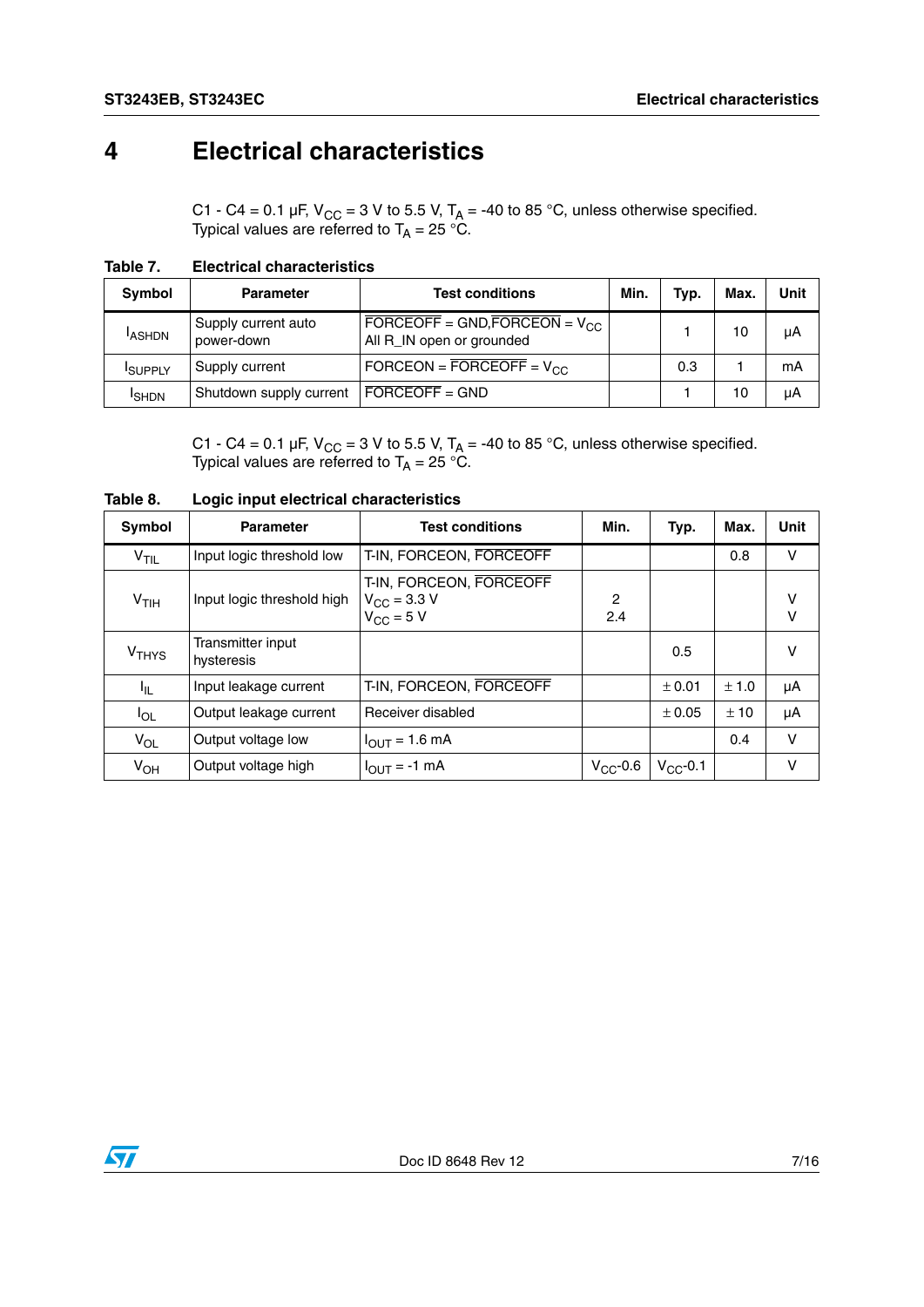# 4 Electrical characteristics

C1 - C4 = 0.1 µF, $V_{CC}$ = 3 V to 5.5 V, $T_A$ = -40 to 85 °C, unless otherwise specified.
Typical values are referred to $T_A$ = 25 °C.

**Table 7. Electrical characteristics**

| Symbol | Parameter | Test conditions | Min. | Typ. | Max. | Unit |
|---|---|---|---|---|---|---|
| $I_{ASHDN}$ | Supply current auto power-down | $\overline{FORCEOFF}$ = GND,FORCEON = $V_{CC}$ All R_IN open or grounded | | 1 | 10 | µA |
| $I_{SUPPLY}$ | Supply current | FORCEON = $\overline{FORCEOFF}$ = $V_{CC}$ | | 0.3 | 1 | mA |
| $I_{SHDN}$ | Shutdown supply current | $\overline{FORCEOFF}$ = GND | | 1 | 10 | µA |

C1 - C4 = 0.1 µF, $V_{CC}$ = 3 V to 5.5 V, $T_A$ = -40 to 85 °C, unless otherwise specified.
Typical values are referred to $T_A$ = 25 °C.

**Table 8. Logic input electrical characteristics**

| Symbol | Parameter | Test conditions | Min. | Typ. | Max. | Unit |
|---|---|---|---|---|---|---|
| $V_{TIL}$ | Input logic threshold low | T-IN, FORCEON, $\overline{FORCEOFF}$ | | | 0.8 | V |
| $V_{TIH}$ | Input logic threshold high | T-IN, FORCEON, $\overline{FORCEOFF}$<br>$V_{CC}$ = 3.3 V<br>$V_{CC}$ = 5 V | 2<br>2.4 | | | V<br>V |
| $V_{THYS}$ | Transmitter input hysteresis | | | 0.5 | | V |
| $I_{IL}$ | Input leakage current | T-IN, FORCEON, $\overline{FORCEOFF}$ | | ± 0.01 | ± 1.0 | µA |
| $I_{OL}$ | Output leakage current | Receiver disabled | | ± 0.05 | ± 10 | µA |
| $V_{OL}$ | Output voltage low | $I_{OUT}$ = 1.6 mA | | | 0.4 | V |
| $V_{OH}$ | Output voltage high | $I_{OUT}$ = -1 mA | $V_{CC}$-0.6 | $V_{CC}$-0.1 | | V |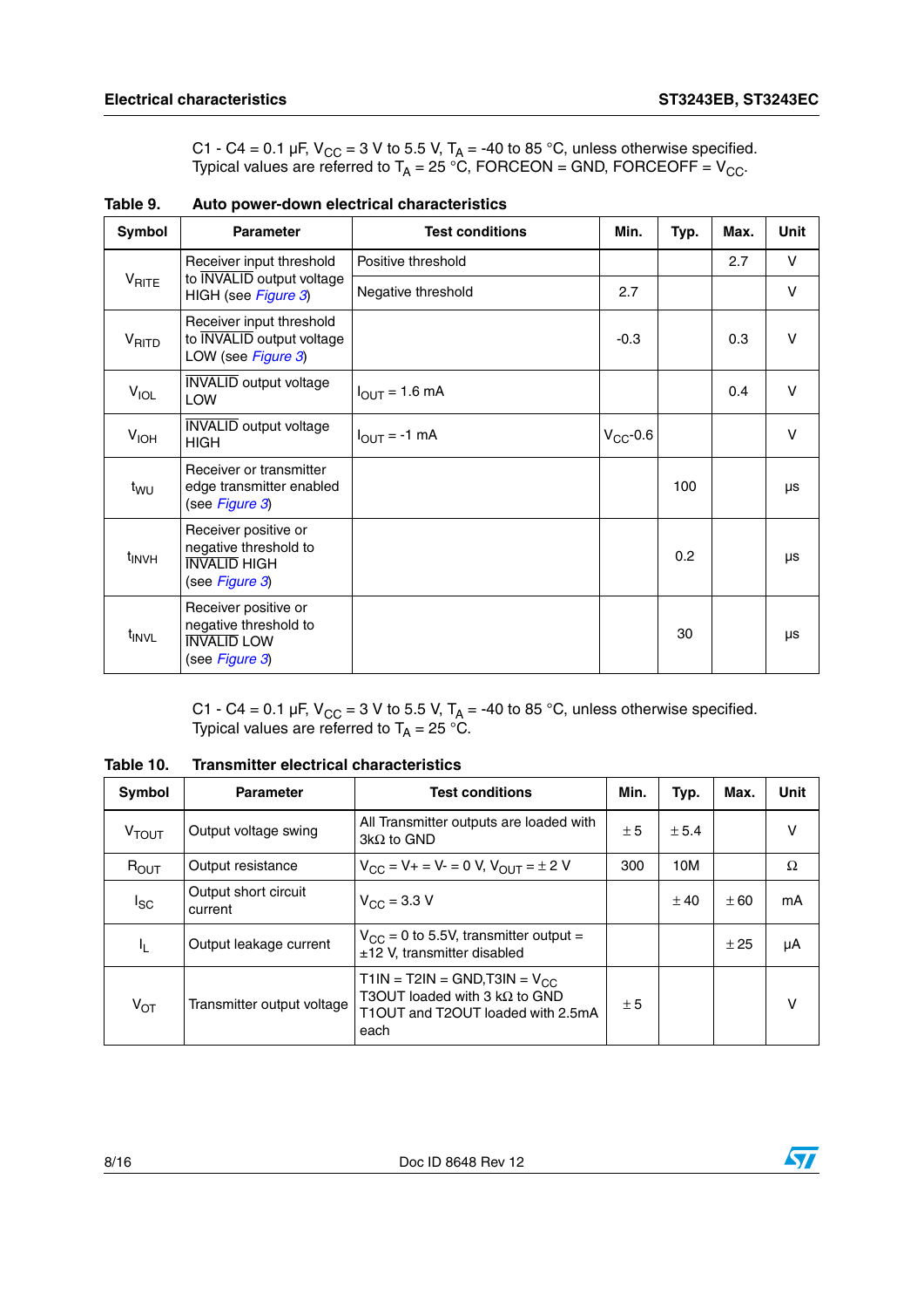$C1 - C4 = 0.1\ \mu F$, $V_{CC} = 3\ V$ to $5.5\ V$, $T_A = -40$ to $85\ °C$, unless otherwise specified.
Typical values are referred to $T_A = 25\ °C$, FORCEON = GND, FORCEOFF = $V_{CC}$.

**Table 9. Auto power-down electrical characteristics**

| Symbol | Parameter | Test conditions | Min. | Typ. | Max. | Unit |
|---|---|---|---|---|---|---|
| $V_{RITE}$ | Receiver input threshold to $\overline{INVALID}$ output voltage HIGH (see *Figure 3*) | Positive threshold | | | 2.7 | V |
| | | Negative threshold | 2.7 | | | V |
| $V_{RITD}$ | Receiver input threshold to $\overline{INVALID}$ output voltage LOW (see *Figure 3*) | | -0.3 | | 0.3 | V |
| $V_{IOL}$ | $\overline{INVALID}$ output voltage LOW | $I_{OUT} = 1.6\ mA$ | | | 0.4 | V |
| $V_{IOH}$ | $\overline{INVALID}$ output voltage HIGH | $I_{OUT} = -1\ mA$ | $V_{CC}$-0.6 | | | V |
| $t_{WU}$ | Receiver or transmitter edge transmitter enabled (see *Figure 3*) | | | 100 | | µs |
| $t_{INVH}$ | Receiver positive or negative threshold to $\overline{INVALID}$ HIGH (see *Figure 3*) | | | 0.2 | | µs |
| $t_{INVL}$ | Receiver positive or negative threshold to $\overline{INVALID}$ LOW (see *Figure 3*) | | | 30 | | µs |

$C1 - C4 = 0.1\ \mu F$, $V_{CC} = 3\ V$ to $5.5\ V$, $T_A = -40$ to $85\ °C$, unless otherwise specified.
Typical values are referred to $T_A = 25\ °C$.

**Table 10. Transmitter electrical characteristics**

| Symbol | Parameter | Test conditions | Min. | Typ. | Max. | Unit |
|---|---|---|---|---|---|---|
| $V_{TOUT}$ | Output voltage swing | All Transmitter outputs are loaded with 3kΩ to GND | ± 5 | ± 5.4 | | V |
| $R_{OUT}$ | Output resistance | $V_{CC} = V+ = V- = 0\ V$, $V_{OUT} = \pm 2\ V$ | 300 | 10M | | Ω |
| $I_{SC}$ | Output short circuit current | $V_{CC} = 3.3\ V$ | | ± 40 | ± 60 | mA |
| $I_L$ | Output leakage current | $V_{CC} = 0$ to 5.5V, transmitter output = ±12 V, transmitter disabled | | | ± 25 | µA |
| $V_{OT}$ | Transmitter output voltage | T1IN = T2IN = GND,T3IN = $V_{CC}$ T3OUT loaded with 3 kΩ to GND T1OUT and T2OUT loaded with 2.5mA each | ± 5 | | | V |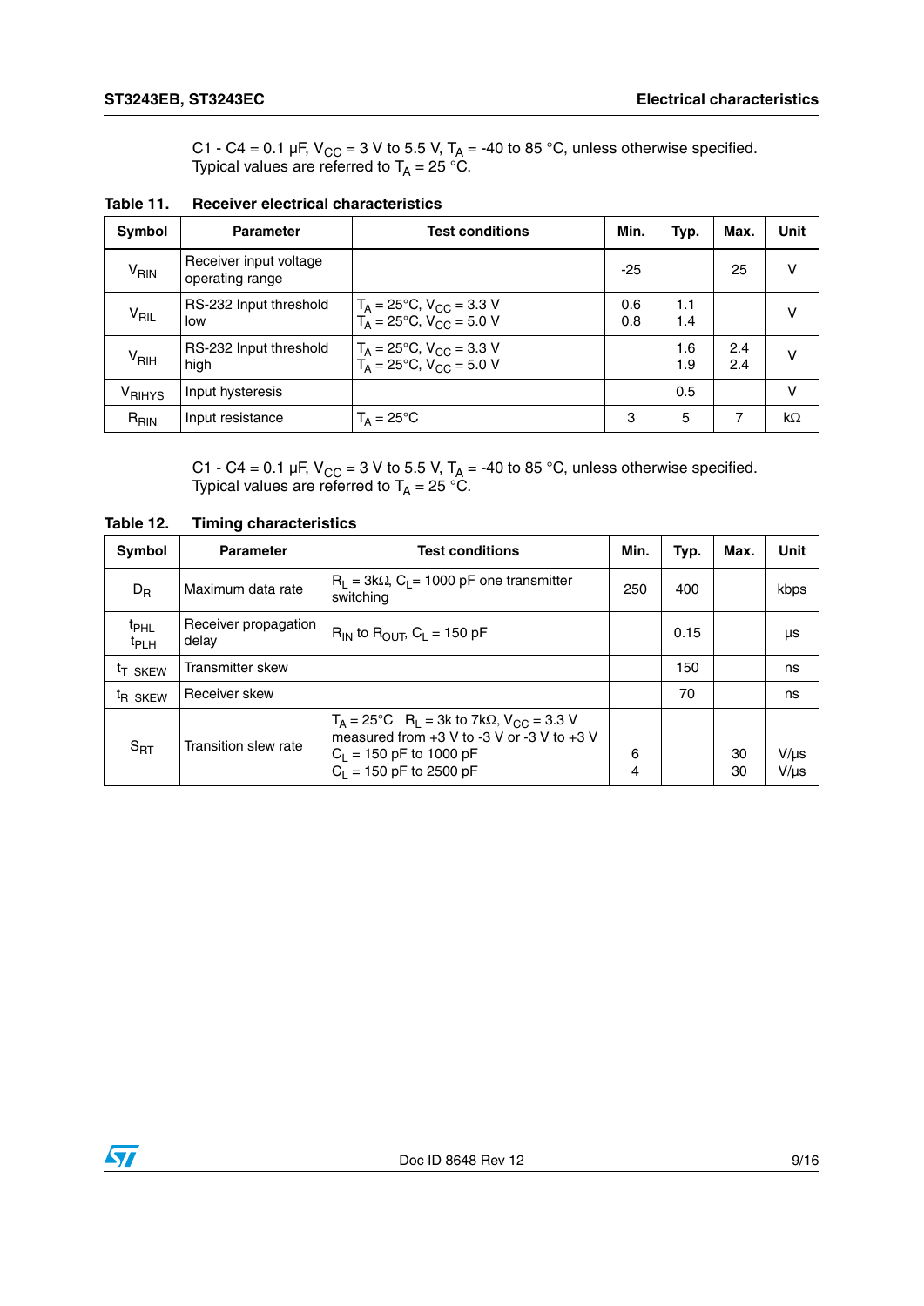C1 - C4 = 0.1 µF, $V_{CC}$ = 3 V to 5.5 V, $T_A$ = -40 to 85 °C, unless otherwise specified. Typical values are referred to $T_A$ = 25 °C.

**Table 11. Receiver electrical characteristics**

| Symbol | Parameter | Test conditions | Min. | Typ. | Max. | Unit |
|---|---|---|---|---|---|---|
| $V_{RIN}$ | Receiver input voltage operating range | | -25 | | 25 | V |
| $V_{RIL}$ | RS-232 Input threshold low | $T_A$ = 25°C, $V_{CC}$ = 3.3 V<br>$T_A$ = 25°C, $V_{CC}$ = 5.0 V | 0.6<br>0.8 | 1.1<br>1.4 | | V |
| $V_{RIH}$ | RS-232 Input threshold high | $T_A$ = 25°C, $V_{CC}$ = 3.3 V<br>$T_A$ = 25°C, $V_{CC}$ = 5.0 V | | 1.6<br>1.9 | 2.4<br>2.4 | V |
| $V_{RIHYS}$ | Input hysteresis | | | 0.5 | | V |
| $R_{RIN}$ | Input resistance | $T_A$ = 25°C | 3 | 5 | 7 | kΩ |

C1 - C4 = 0.1 µF, $V_{CC}$ = 3 V to 5.5 V, $T_A$ = -40 to 85 °C, unless otherwise specified. Typical values are referred to $T_A$ = 25 °C.

**Table 12. Timing characteristics**

| Symbol | Parameter | Test conditions | Min. | Typ. | Max. | Unit |
|---|---|---|---|---|---|---|
| $D_R$ | Maximum data rate | $R_L$ = 3kΩ, $C_L$= 1000 pF one transmitter switching | 250 | 400 | | kbps |
| $t_{PHL}$<br>$t_{PLH}$ | Receiver propagation delay | $R_{IN}$ to $R_{OUT}$, $C_L$ = 150 pF | | 0.15 | | µs |
| $t_{T\_SKEW}$ | Transmitter skew | | | 150 | | ns |
| $t_{R\_SKEW}$ | Receiver skew | | | 70 | | ns |
| $S_{RT}$ | Transition slew rate | $T_A$ = 25°C $R_L$ = 3k to 7kΩ, $V_{CC}$ = 3.3 V measured from +3 V to -3 V or -3 V to +3 V<br>$C_L$ = 150 pF to 1000 pF<br>$C_L$ = 150 pF to 2500 pF | 6<br>4 | | 30<br>30 | V/µs<br>V/µs |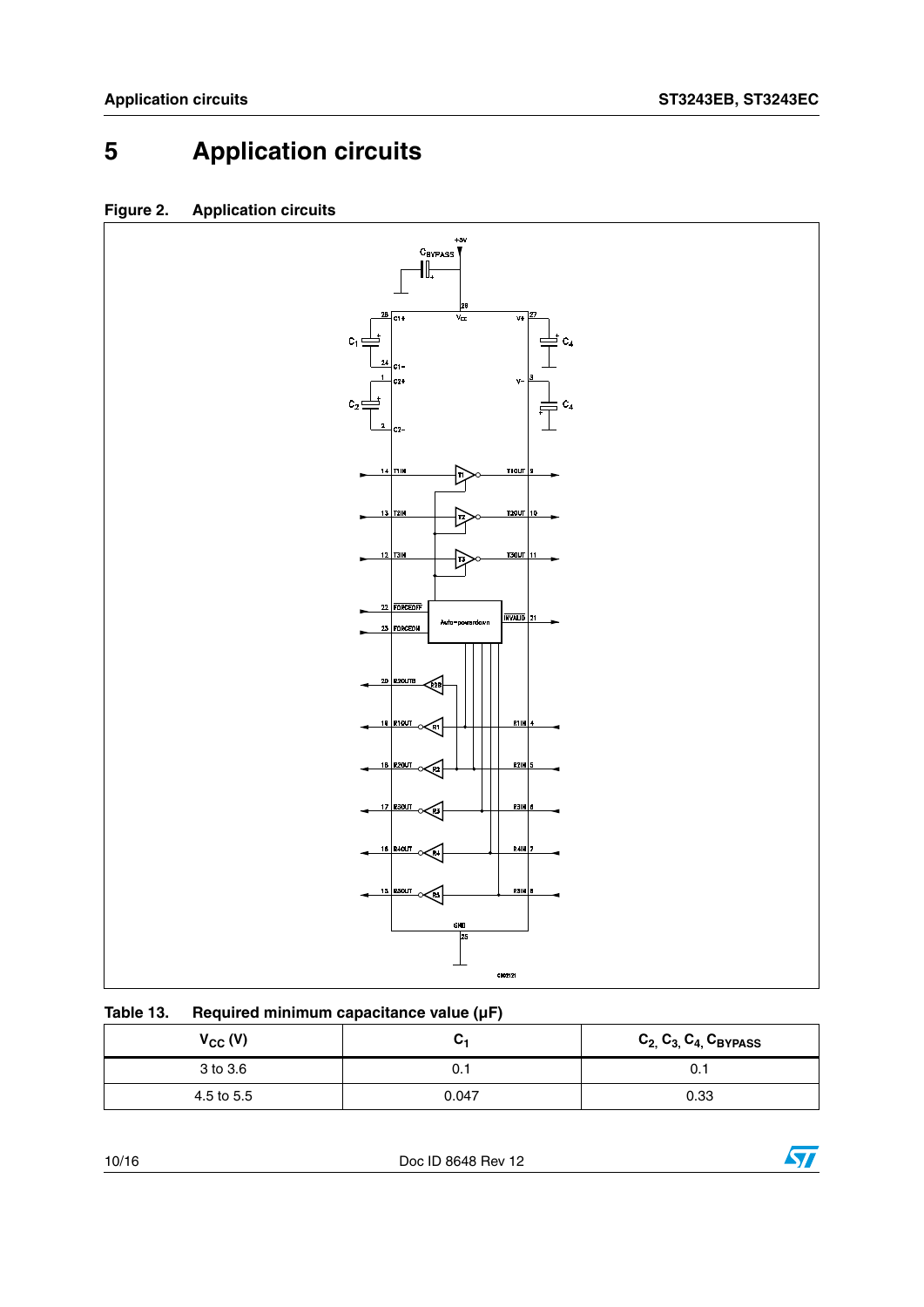# 5 Application circuits

**Figure 2. Application circuits**

**Table 13. Required minimum capacitance value (µF)**

| $V_{CC}$ (V) | $C_1$ | $C_2$, $C_3$, $C_4$, $C_{BYPASS}$ |
|---|---|---|
| 3 to 3.6 | 0.1 | 0.1 |
| 4.5 to 5.5 | 0.047 | 0.33 |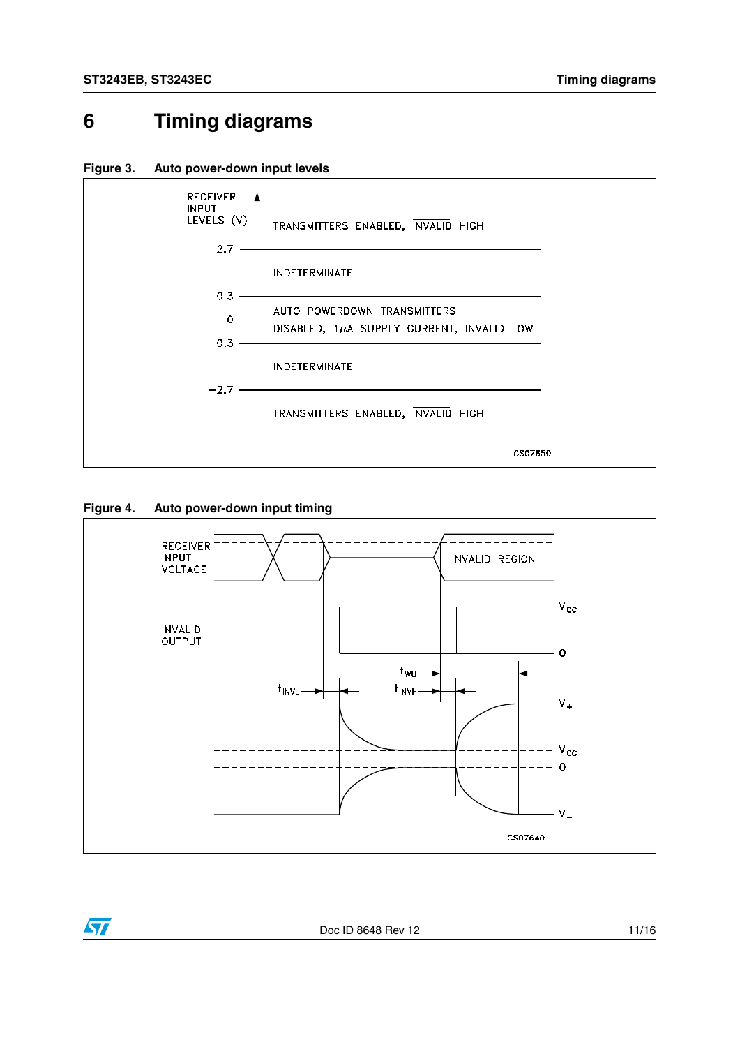# 6 Timing diagrams

**Figure 3. Auto power-down input levels**

**Figure 4. Auto power-down input timing**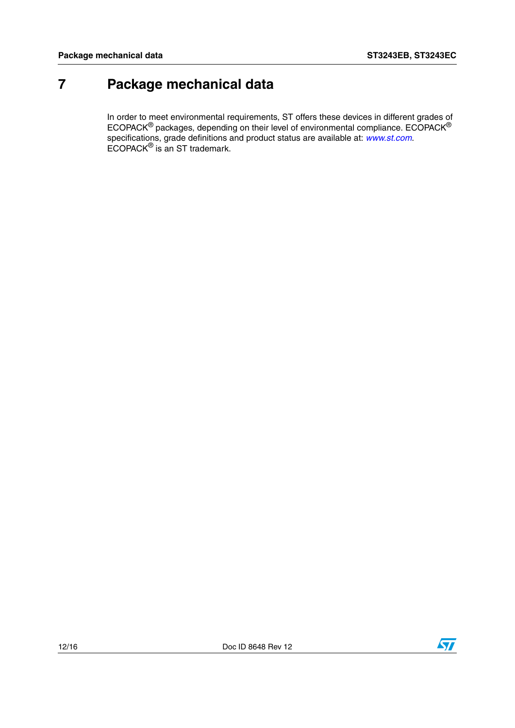# 7 Package mechanical data

In order to meet environmental requirements, ST offers these devices in different grades of ECOPACK® packages, depending on their level of environmental compliance. ECOPACK® specifications, grade definitions and product status are available at: *www.st.com*. ECOPACK® is an ST trademark.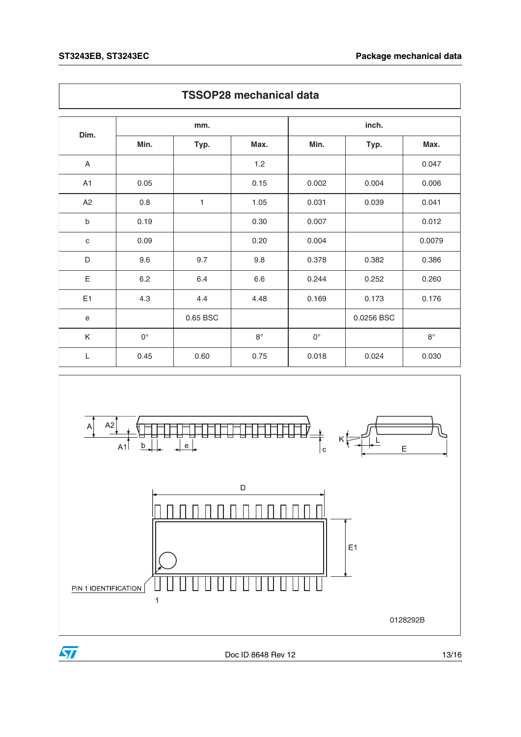## TSSOP28 mechanical data

| Dim. | mm. | | | inch. | | |
|---|---|---|---|---|---|---|
| | Min. | Typ. | Max. | Min. | Typ. | Max. |
| A | | | 1.2 | | | 0.047 |
| A1 | 0.05 | | 0.15 | 0.002 | 0.004 | 0.006 |
| A2 | 0.8 | 1 | 1.05 | 0.031 | 0.039 | 0.041 |
| b | 0.19 | | 0.30 | 0.007 | | 0.012 |
| c | 0.09 | | 0.20 | 0.004 | | 0.0079 |
| D | 9.6 | 9.7 | 9.8 | 0.378 | 0.382 | 0.386 |
| E | 6.2 | 6.4 | 6.6 | 0.244 | 0.252 | 0.260 |
| E1 | 4.3 | 4.4 | 4.48 | 0.169 | 0.173 | 0.176 |
| e | | 0.65 BSC | | | 0.0256 BSC | |
| K | 0° | | 8° | 0° | | 8° |
| L | 0.45 | 0.60 | 0.75 | 0.018 | 0.024 | 0.030 |

A A2 A1 b e c K L E D E1 PIN 1 IDENTIFICATION 1

0128292B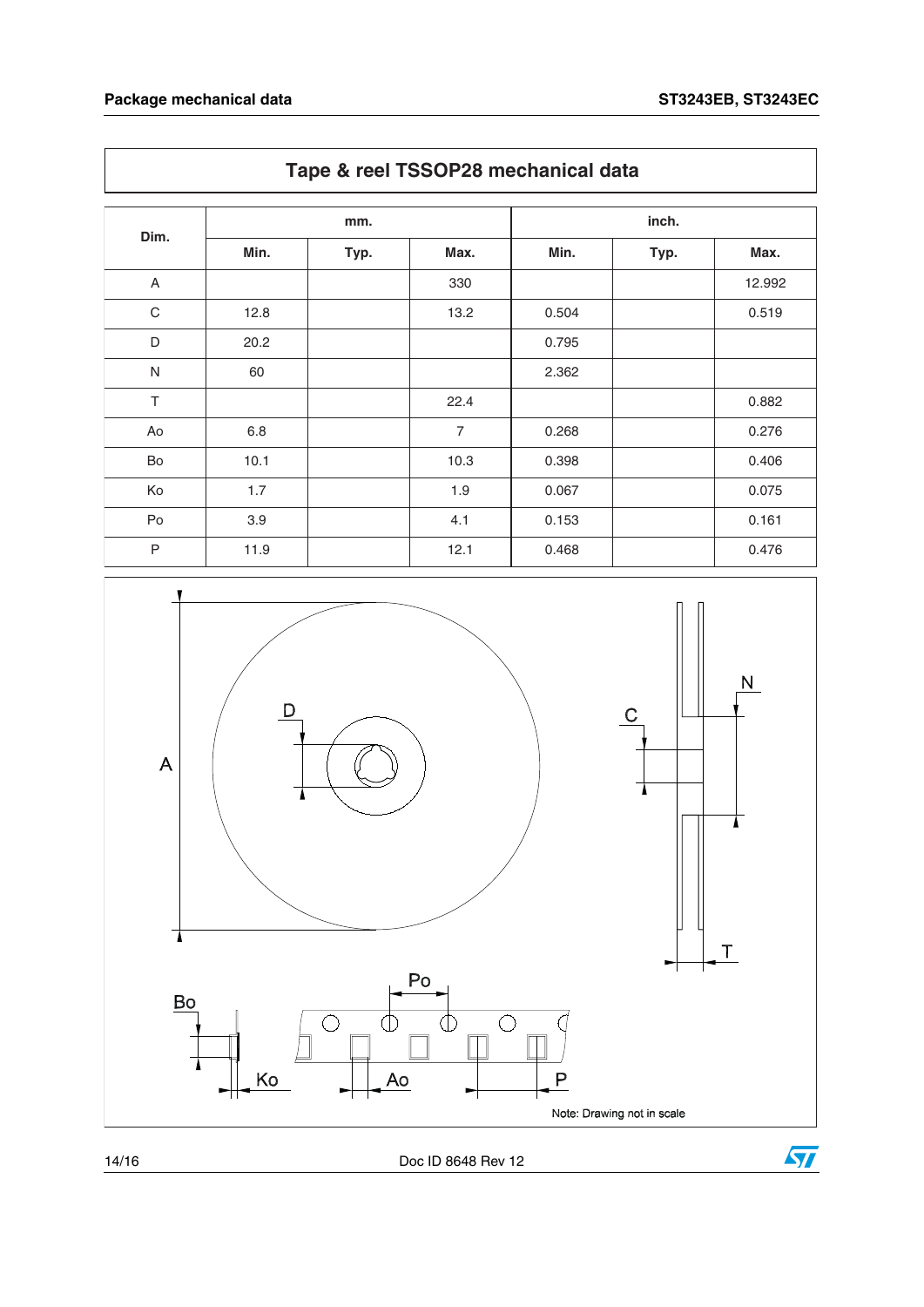## Tape & reel TSSOP28 mechanical data

| Dim. | mm. | | | inch. | | |
|---|---|---|---|---|---|---|
| | Min. | Typ. | Max. | Min. | Typ. | Max. |
| A | | | 330 | | | 12.992 |
| C | 12.8 | | 13.2 | 0.504 | | 0.519 |
| D | 20.2 | | | 0.795 | | |
| N | 60 | | | 2.362 | | |
| T | | | 22.4 | | | 0.882 |
| Ao | 6.8 | | 7 | 0.268 | | 0.276 |
| Bo | 10.1 | | 10.3 | 0.398 | | 0.406 |
| Ko | 1.7 | | 1.9 | 0.067 | | 0.075 |
| Po | 3.9 | | 4.1 | 0.153 | | 0.161 |
| P | 11.9 | | 12.1 | 0.468 | | 0.476 |

Note: Drawing not in scale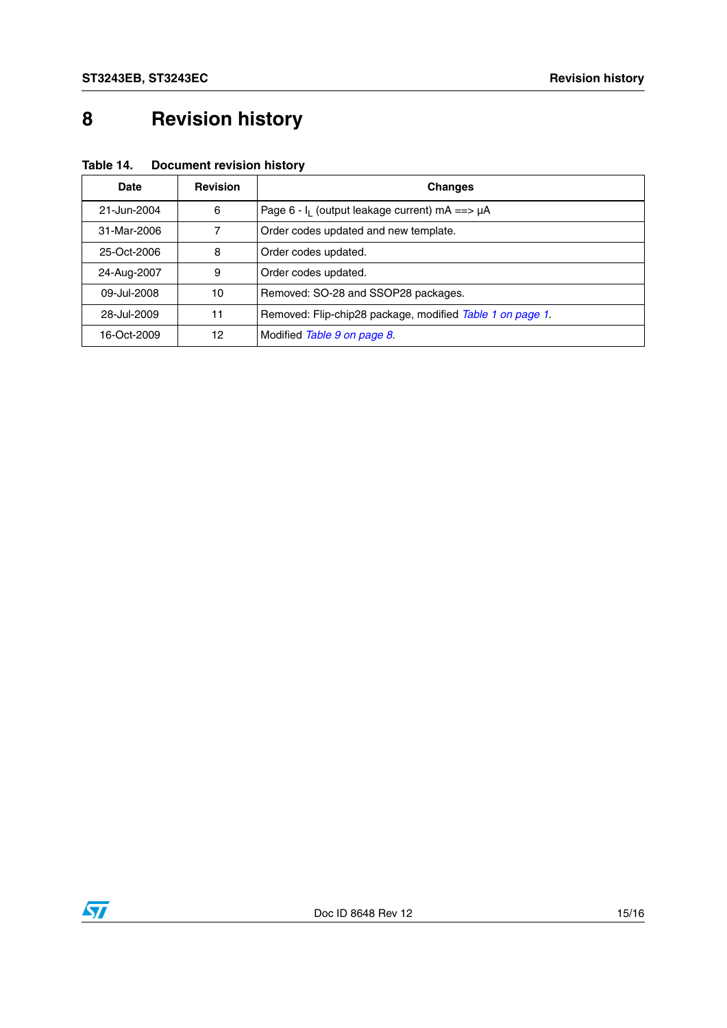# 8 Revision history

**Table 14. Document revision history**

| Date | Revision | Changes |
|---|---|---|
| 21-Jun-2004 | 6 | Page 6 - $I_L$ (output leakage current) mA ==> µA |
| 31-Mar-2006 | 7 | Order codes updated and new template. |
| 25-Oct-2006 | 8 | Order codes updated. |
| 24-Aug-2007 | 9 | Order codes updated. |
| 09-Jul-2008 | 10 | Removed: SO-28 and SSOP28 packages. |
| 28-Jul-2009 | 11 | Removed: Flip-chip28 package, modified *Table 1 on page 1*. |
| 16-Oct-2009 | 12 | Modified *Table 9 on page 8*. |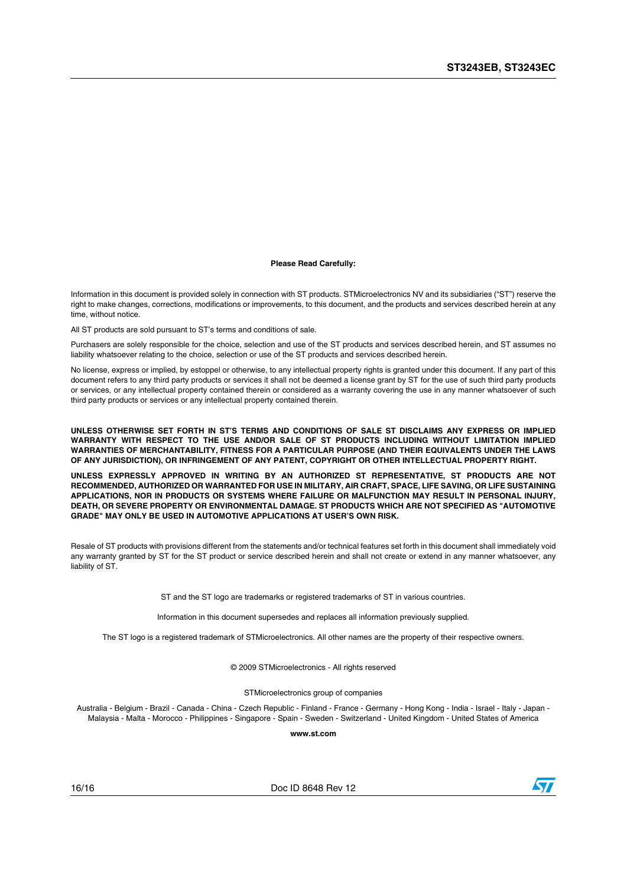**Please Read Carefully:**

Information in this document is provided solely in connection with ST products. STMicroelectronics NV and its subsidiaries ("ST") reserve the right to make changes, corrections, modifications or improvements, to this document, and the products and services described herein at any time, without notice.

All ST products are sold pursuant to ST's terms and conditions of sale.

Purchasers are solely responsible for the choice, selection and use of the ST products and services described herein, and ST assumes no liability whatsoever relating to the choice, selection or use of the ST products and services described herein.

No license, express or implied, by estoppel or otherwise, to any intellectual property rights is granted under this document. If any part of this document refers to any third party products or services it shall not be deemed a license grant by ST for the use of such third party products or services, or any intellectual property contained therein or considered as a warranty covering the use in any manner whatsoever of such third party products or services or any intellectual property contained therein.

**UNLESS OTHERWISE SET FORTH IN ST'S TERMS AND CONDITIONS OF SALE ST DISCLAIMS ANY EXPRESS OR IMPLIED WARRANTY WITH RESPECT TO THE USE AND/OR SALE OF ST PRODUCTS INCLUDING WITHOUT LIMITATION IMPLIED WARRANTIES OF MERCHANTABILITY, FITNESS FOR A PARTICULAR PURPOSE (AND THEIR EQUIVALENTS UNDER THE LAWS OF ANY JURISDICTION), OR INFRINGEMENT OF ANY PATENT, COPYRIGHT OR OTHER INTELLECTUAL PROPERTY RIGHT.**

**UNLESS EXPRESSLY APPROVED IN WRITING BY AN AUTHORIZED ST REPRESENTATIVE, ST PRODUCTS ARE NOT RECOMMENDED, AUTHORIZED OR WARRANTED FOR USE IN MILITARY, AIR CRAFT, SPACE, LIFE SAVING, OR LIFE SUSTAINING APPLICATIONS, NOR IN PRODUCTS OR SYSTEMS WHERE FAILURE OR MALFUNCTION MAY RESULT IN PERSONAL INJURY, DEATH, OR SEVERE PROPERTY OR ENVIRONMENTAL DAMAGE. ST PRODUCTS WHICH ARE NOT SPECIFIED AS "AUTOMOTIVE GRADE" MAY ONLY BE USED IN AUTOMOTIVE APPLICATIONS AT USER'S OWN RISK.**

Resale of ST products with provisions different from the statements and/or technical features set forth in this document shall immediately void any warranty granted by ST for the ST product or service described herein and shall not create or extend in any manner whatsoever, any liability of ST.

ST and the ST logo are trademarks or registered trademarks of ST in various countries.

Information in this document supersedes and replaces all information previously supplied.

The ST logo is a registered trademark of STMicroelectronics. All other names are the property of their respective owners.

© 2009 STMicroelectronics - All rights reserved

STMicroelectronics group of companies

Australia - Belgium - Brazil - Canada - China - Czech Republic - Finland - France - Germany - Hong Kong - India - Israel - Italy - Japan - Malaysia - Malta - Morocco - Philippines - Singapore - Spain - Sweden - Switzerland - United Kingdom - United States of America

**www.st.com**